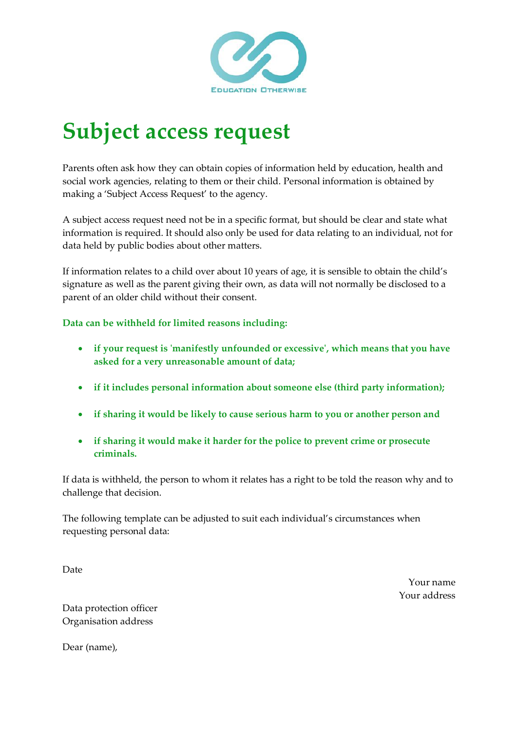# Subject access request

Parents often ask how they can obtain copies of information held by education, health and social work agencies, relating to them or their child. Personal information is obtained by making a 'Subject Access Request' to the agency.

A subject access request need not be in a specific format, but should be clear and state what information is required. It should also only be used for data relating to an individual, not for data held by public bodies about other matters.

If information relates to a child over about 10 years of age, it is sensible to obtain the child's signature as well as the parent giving their own, as data will not normally be disclosed to a parent of an older child without their consent.

**Data can be withheld for limited reasons including:**

- **if your request is 'manifestly unfounded or excessive', which means that you have asked for a very unreasonable amount of data;**
- **if it includes personal information about someone else (third party information);**
- **if sharing it would be likely to cause serious harm to you or another person and**
- **if sharing it would make it harder for the police to prevent crime or prosecute criminals.**

If data is withheld, the person to whom it relates has a right to be told the reason why and to challenge that decision.

The following template can be adjusted to suit each individual's circumstances when requesting personal data:

Date

Your name
Your address

Data protection officer
Organisation address

Dear (name),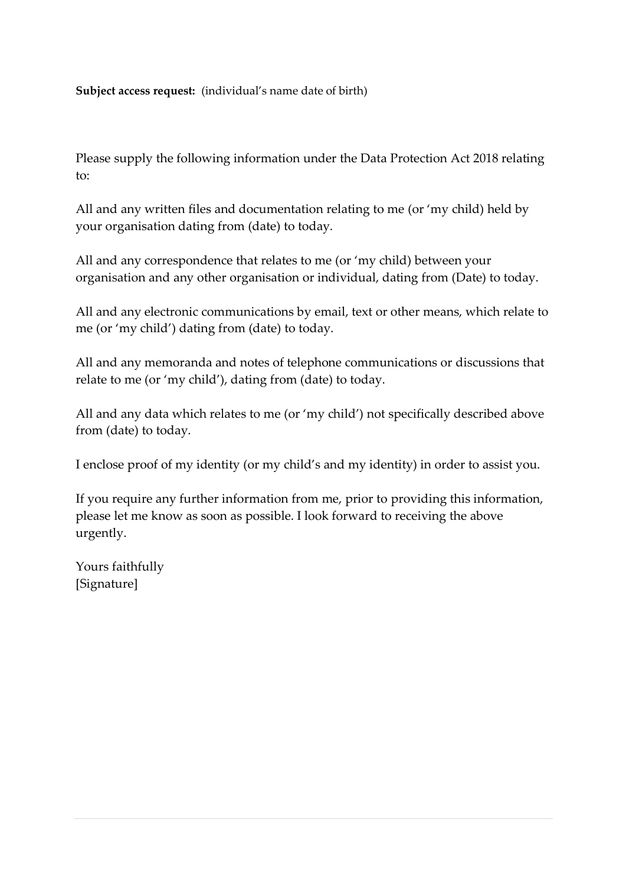**Subject access request:** (individual's name date of birth)

Please supply the following information under the Data Protection Act 2018 relating to:

All and any written files and documentation relating to me (or 'my child) held by your organisation dating from (date) to today.

All and any correspondence that relates to me (or 'my child) between your organisation and any other organisation or individual, dating from (Date) to today.

All and any electronic communications by email, text or other means, which relate to me (or 'my child') dating from (date) to today.

All and any memoranda and notes of telephone communications or discussions that relate to me (or 'my child'), dating from (date) to today.

All and any data which relates to me (or 'my child') not specifically described above from (date) to today.

I enclose proof of my identity (or my child's and my identity) in order to assist you.

If you require any further information from me, prior to providing this information, please let me know as soon as possible. I look forward to receiving the above urgently.

Yours faithfully
[Signature]